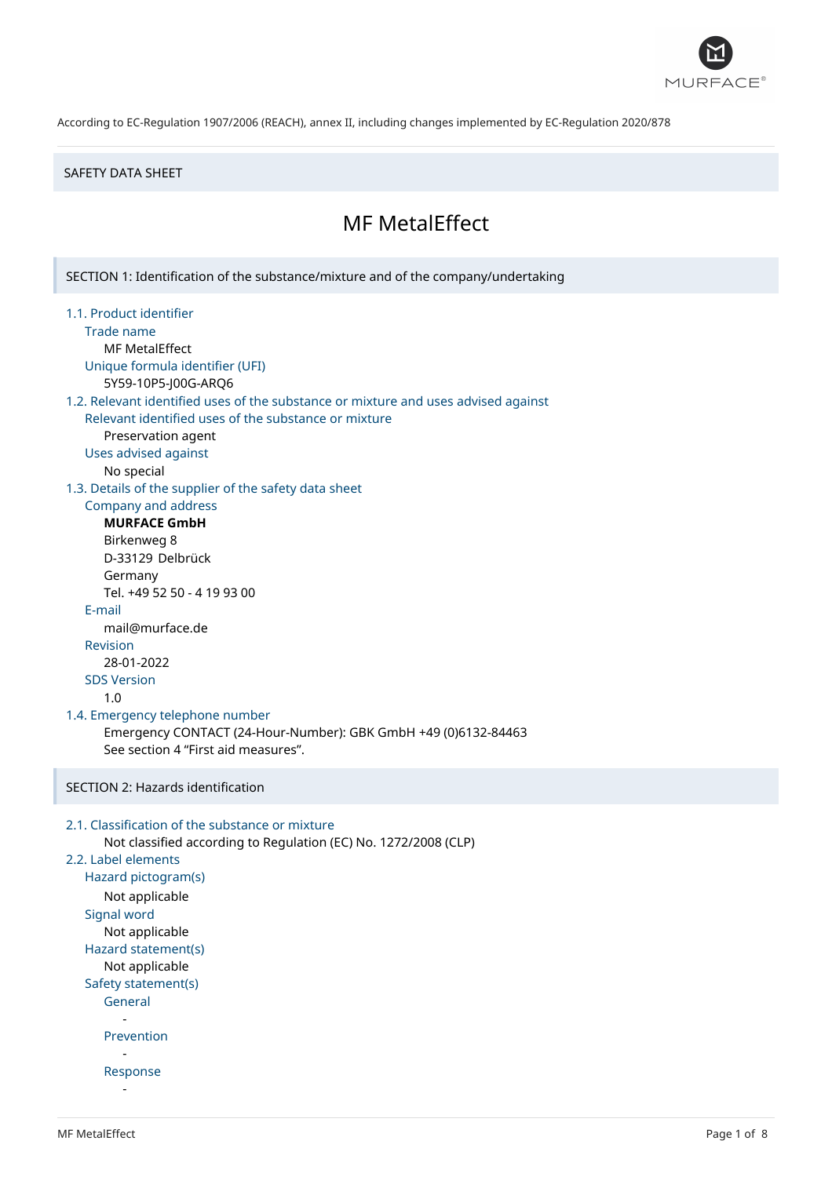According to EC-Regulation 1907/2006 (REACH), annex II, including changes implemented by EC-Regulation 2020/878

SAFETY DATA SHEET

# MF MetalEffect

## SECTION 1: Identification of the substance/mixture and of the company/undertaking

### 1.1. Product identifier

Trade name

MF MetalEffect

Unique formula identifier (UFI)

5Y59-10P5-J00G-ARQ6

### 1.2. Relevant identified uses of the substance or mixture and uses advised against

Relevant identified uses of the substance or mixture

Preservation agent

Uses advised against

No special

### 1.3. Details of the supplier of the safety data sheet

Company and address

**MURFACE GmbH**
Birkenweg 8
D-33129 Delbrück
Germany
Tel. +49 52 50 - 4 19 93 00

E-mail

mail@murface.de

Revision

28-01-2022

SDS Version

1.0

### 1.4. Emergency telephone number

Emergency CONTACT (24-Hour-Number): GBK GmbH +49 (0)6132-84463
See section 4 “First aid measures”.

## SECTION 2: Hazards identification

### 2.1. Classification of the substance or mixture

Not classified according to Regulation (EC) No. 1272/2008 (CLP)

### 2.2. Label elements

Hazard pictogram(s)

Not applicable

Signal word

Not applicable

Hazard statement(s)

Not applicable

Safety statement(s)

General

-

Prevention

-

Response

-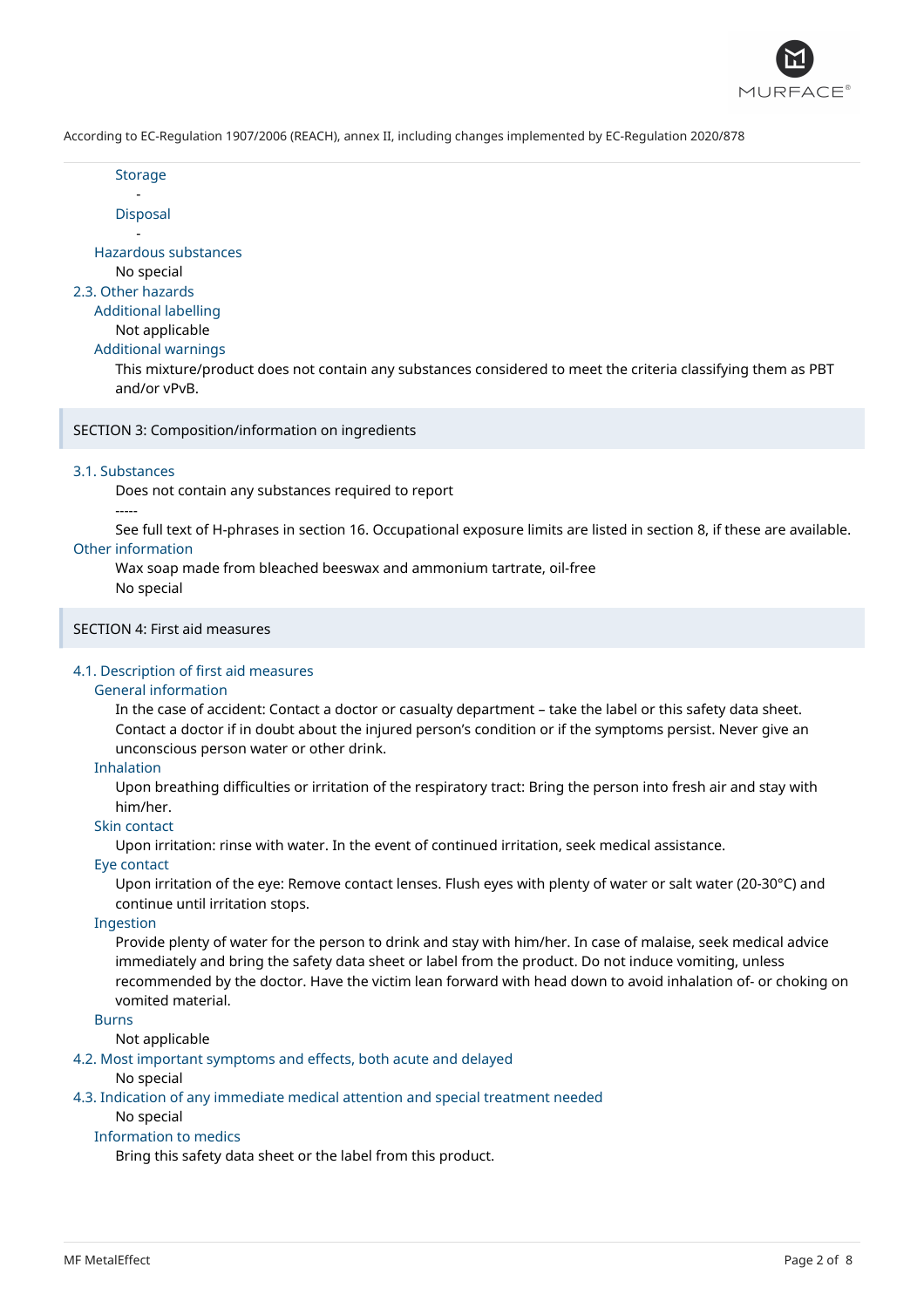Storage

-

Disposal

-

Hazardous substances

No special

### 2.3. Other hazards

Additional labelling

Not applicable

Additional warnings

This mixture/product does not contain any substances considered to meet the criteria classifying them as PBT and/or vPvB.

## SECTION 3: Composition/information on ingredients

### 3.1. Substances

Does not contain any substances required to report

-----

See full text of H-phrases in section 16. Occupational exposure limits are listed in section 8, if these are available.

Other information

Wax soap made from bleached beeswax and ammonium tartrate, oil-free

No special

## SECTION 4: First aid measures

### 4.1. Description of first aid measures

General information

In the case of accident: Contact a doctor or casualty department – take the label or this safety data sheet. Contact a doctor if in doubt about the injured person's condition or if the symptoms persist. Never give an unconscious person water or other drink.

Inhalation

Upon breathing difficulties or irritation of the respiratory tract: Bring the person into fresh air and stay with him/her.

Skin contact

Upon irritation: rinse with water. In the event of continued irritation, seek medical assistance.

Eye contact

Upon irritation of the eye: Remove contact lenses. Flush eyes with plenty of water or salt water (20-30°C) and continue until irritation stops.

Ingestion

Provide plenty of water for the person to drink and stay with him/her. In case of malaise, seek medical advice immediately and bring the safety data sheet or label from the product. Do not induce vomiting, unless recommended by the doctor. Have the victim lean forward with head down to avoid inhalation of- or choking on vomited material.

Burns

Not applicable

### 4.2. Most important symptoms and effects, both acute and delayed

No special

### 4.3. Indication of any immediate medical attention and special treatment needed

No special

Information to medics

Bring this safety data sheet or the label from this product.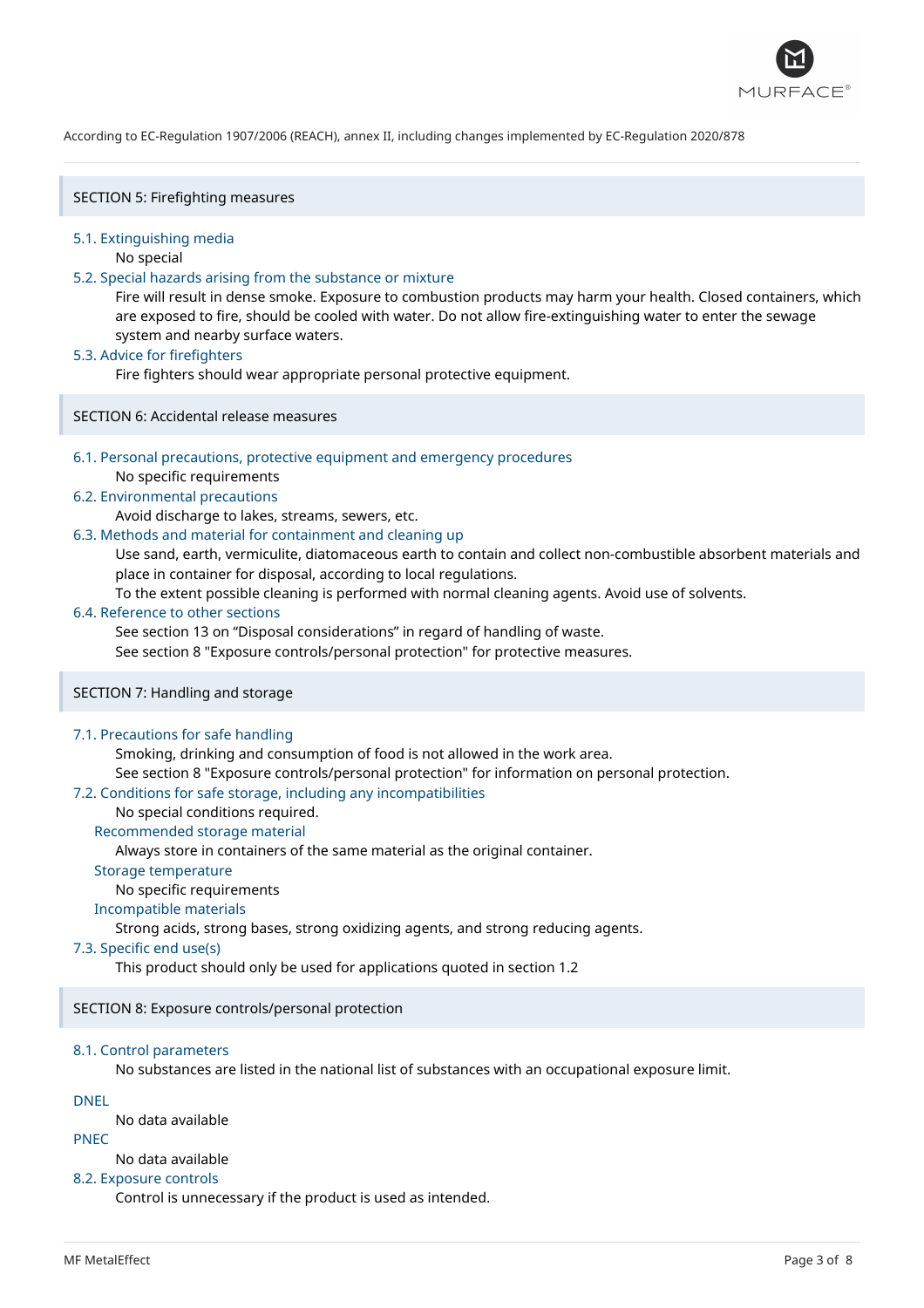According to EC-Regulation 1907/2006 (REACH), annex II, including changes implemented by EC-Regulation 2020/878

## SECTION 5: Firefighting measures

### 5.1. Extinguishing media

No special

### 5.2. Special hazards arising from the substance or mixture

Fire will result in dense smoke. Exposure to combustion products may harm your health. Closed containers, which are exposed to fire, should be cooled with water. Do not allow fire-extinguishing water to enter the sewage system and nearby surface waters.

### 5.3. Advice for firefighters

Fire fighters should wear appropriate personal protective equipment.

## SECTION 6: Accidental release measures

### 6.1. Personal precautions, protective equipment and emergency procedures

No specific requirements

### 6.2. Environmental precautions

Avoid discharge to lakes, streams, sewers, etc.

### 6.3. Methods and material for containment and cleaning up

Use sand, earth, vermiculite, diatomaceous earth to contain and collect non-combustible absorbent materials and place in container for disposal, according to local regulations.
To the extent possible cleaning is performed with normal cleaning agents. Avoid use of solvents.

### 6.4. Reference to other sections

See section 13 on “Disposal considerations” in regard of handling of waste.
See section 8 "Exposure controls/personal protection" for protective measures.

## SECTION 7: Handling and storage

### 7.1. Precautions for safe handling

Smoking, drinking and consumption of food is not allowed in the work area.
See section 8 "Exposure controls/personal protection" for information on personal protection.

### 7.2. Conditions for safe storage, including any incompatibilities

No special conditions required.

#### Recommended storage material

Always store in containers of the same material as the original container.

#### Storage temperature

No specific requirements

#### Incompatible materials

Strong acids, strong bases, strong oxidizing agents, and strong reducing agents.

### 7.3. Specific end use(s)

This product should only be used for applications quoted in section 1.2

## SECTION 8: Exposure controls/personal protection

### 8.1. Control parameters

No substances are listed in the national list of substances with an occupational exposure limit.

#### DNEL

No data available

#### PNEC

No data available

### 8.2. Exposure controls

Control is unnecessary if the product is used as intended.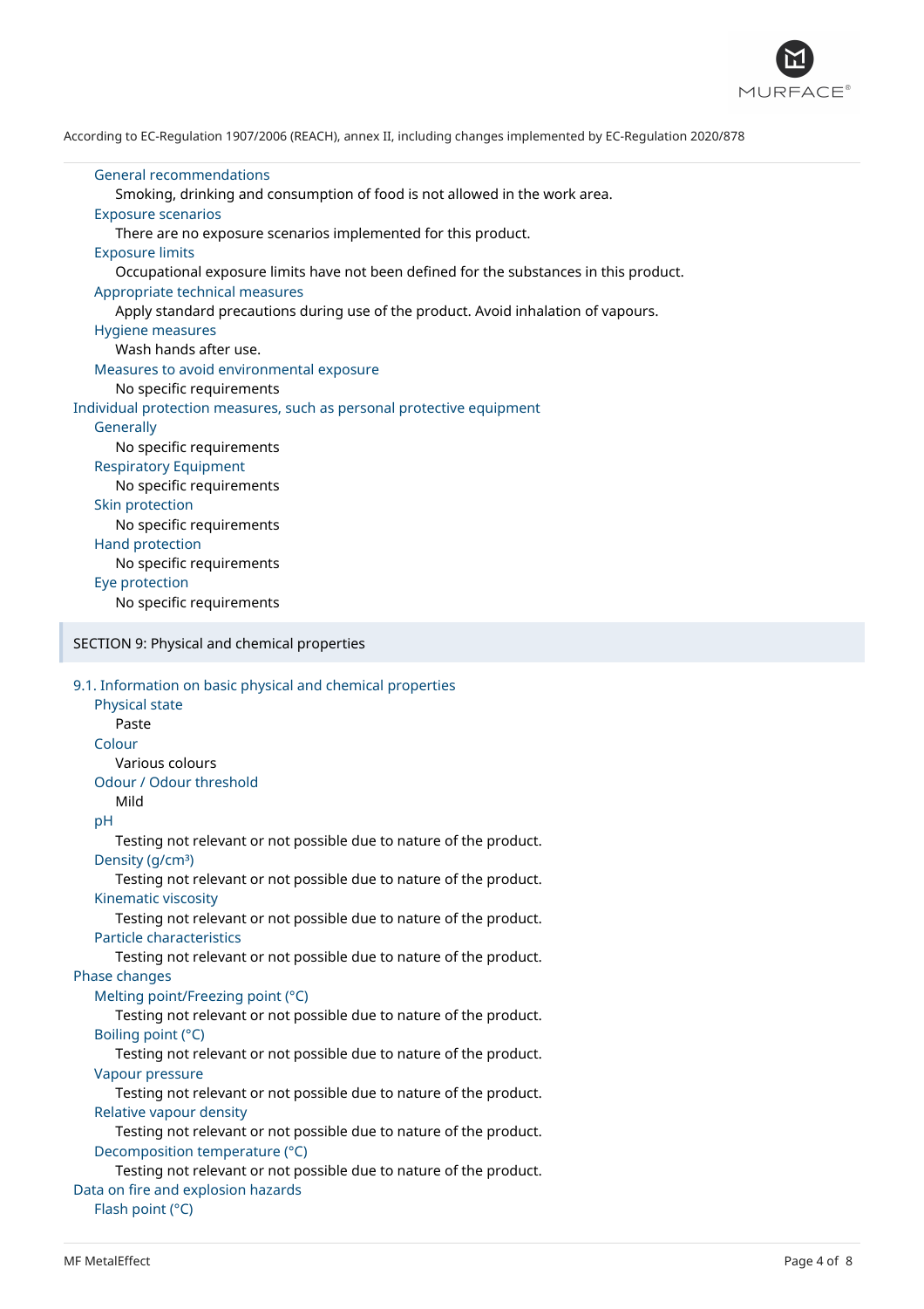General recommendations

Smoking, drinking and consumption of food is not allowed in the work area.

Exposure scenarios

There are no exposure scenarios implemented for this product.

Exposure limits

Occupational exposure limits have not been defined for the substances in this product.

Appropriate technical measures

Apply standard precautions during use of the product. Avoid inhalation of vapours.

Hygiene measures

Wash hands after use.

Measures to avoid environmental exposure

No specific requirements

Individual protection measures, such as personal protective equipment

Generally

No specific requirements

Respiratory Equipment

No specific requirements

Skin protection

No specific requirements

Hand protection

No specific requirements

Eye protection

No specific requirements

## SECTION 9: Physical and chemical properties

### 9.1. Information on basic physical and chemical properties

Physical state

Paste

Colour

Various colours

Odour / Odour threshold

Mild

pH

Testing not relevant or not possible due to nature of the product.

Density (g/cm³)

Testing not relevant or not possible due to nature of the product.

Kinematic viscosity

Testing not relevant or not possible due to nature of the product.

Particle characteristics

Testing not relevant or not possible due to nature of the product.

Phase changes

Melting point/Freezing point (°C)

Testing not relevant or not possible due to nature of the product.

Boiling point (°C)

Testing not relevant or not possible due to nature of the product.

Vapour pressure

Testing not relevant or not possible due to nature of the product.

Relative vapour density

Testing not relevant or not possible due to nature of the product.

Decomposition temperature (°C)

Testing not relevant or not possible due to nature of the product.

Data on fire and explosion hazards

Flash point (°C)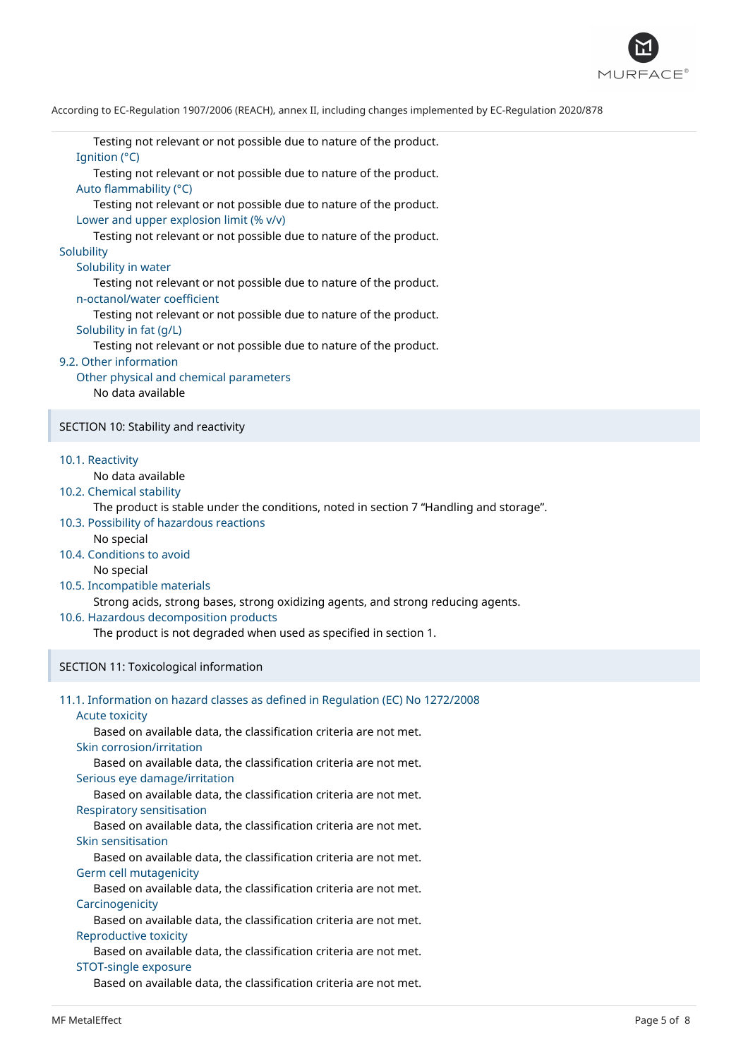Testing not relevant or not possible due to nature of the product.

Ignition (°C)

Testing not relevant or not possible due to nature of the product.

Auto flammability (°C)

Testing not relevant or not possible due to nature of the product.

Lower and upper explosion limit (% v/v)

Testing not relevant or not possible due to nature of the product.

Solubility

Solubility in water

Testing not relevant or not possible due to nature of the product.

n-octanol/water coefficient

Testing not relevant or not possible due to nature of the product.

Solubility in fat (g/L)

Testing not relevant or not possible due to nature of the product.

9.2. Other information

Other physical and chemical parameters

No data available

## SECTION 10: Stability and reactivity

10.1. Reactivity

No data available

10.2. Chemical stability

The product is stable under the conditions, noted in section 7 "Handling and storage".

10.3. Possibility of hazardous reactions

No special

10.4. Conditions to avoid

No special

10.5. Incompatible materials

Strong acids, strong bases, strong oxidizing agents, and strong reducing agents.

10.6. Hazardous decomposition products

The product is not degraded when used as specified in section 1.

## SECTION 11: Toxicological information

11.1. Information on hazard classes as defined in Regulation (EC) No 1272/2008

Acute toxicity

Based on available data, the classification criteria are not met.

Skin corrosion/irritation

Based on available data, the classification criteria are not met.

Serious eye damage/irritation

Based on available data, the classification criteria are not met.

Respiratory sensitisation

Based on available data, the classification criteria are not met.

Skin sensitisation

Based on available data, the classification criteria are not met.

Germ cell mutagenicity

Based on available data, the classification criteria are not met.

Carcinogenicity

Based on available data, the classification criteria are not met.

Reproductive toxicity

Based on available data, the classification criteria are not met.

STOT-single exposure

Based on available data, the classification criteria are not met.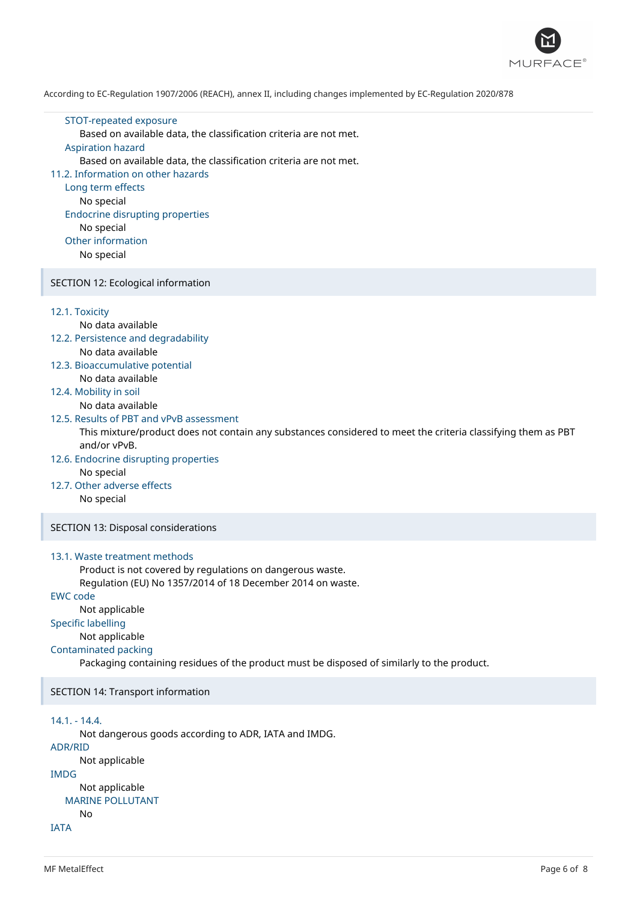#### STOT-repeated exposure

Based on available data, the classification criteria are not met.

#### Aspiration hazard

Based on available data, the classification criteria are not met.

### 11.2. Information on other hazards

#### Long term effects

No special

#### Endocrine disrupting properties

No special

#### Other information

No special

## SECTION 12: Ecological information

### 12.1. Toxicity

No data available

### 12.2. Persistence and degradability

No data available

### 12.3. Bioaccumulative potential

No data available

### 12.4. Mobility in soil

No data available

### 12.5. Results of PBT and vPvB assessment

This mixture/product does not contain any substances considered to meet the criteria classifying them as PBT and/or vPvB.

### 12.6. Endocrine disrupting properties

No special

### 12.7. Other adverse effects

No special

## SECTION 13: Disposal considerations

### 13.1. Waste treatment methods

Product is not covered by regulations on dangerous waste.
Regulation (EU) No 1357/2014 of 18 December 2014 on waste.

### EWC code

Not applicable

### Specific labelling

Not applicable

### Contaminated packing

Packaging containing residues of the product must be disposed of similarly to the product.

## SECTION 14: Transport information

### 14.1. - 14.4.

Not dangerous goods according to ADR, IATA and IMDG.

### ADR/RID

Not applicable

### IMDG

Not applicable

#### MARINE POLLUTANT

No

### IATA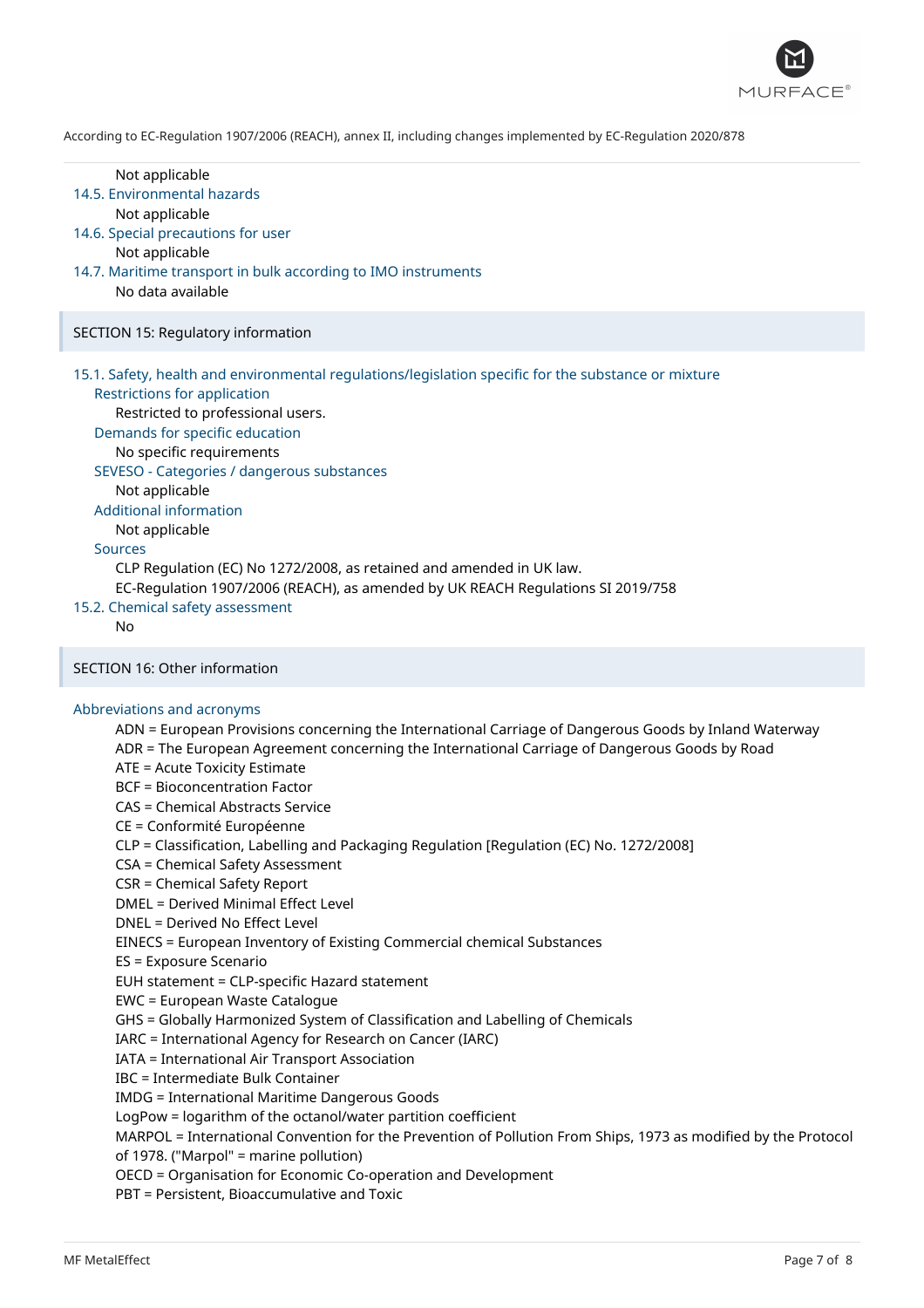Not applicable

### 14.5. Environmental hazards

Not applicable

### 14.6. Special precautions for user

Not applicable

### 14.7. Maritime transport in bulk according to IMO instruments

No data available

## SECTION 15: Regulatory information

### 15.1. Safety, health and environmental regulations/legislation specific for the substance or mixture

#### Restrictions for application

Restricted to professional users.

#### Demands for specific education

No specific requirements

#### SEVESO - Categories / dangerous substances

Not applicable

#### Additional information

Not applicable

#### Sources

CLP Regulation (EC) No 1272/2008, as retained and amended in UK law.
EC-Regulation 1907/2006 (REACH), as amended by UK REACH Regulations SI 2019/758

### 15.2. Chemical safety assessment

No

## SECTION 16: Other information

### Abbreviations and acronyms

ADN = European Provisions concerning the International Carriage of Dangerous Goods by Inland Waterway
ADR = The European Agreement concerning the International Carriage of Dangerous Goods by Road
ATE = Acute Toxicity Estimate
BCF = Bioconcentration Factor
CAS = Chemical Abstracts Service
CE = Conformité Européenne
CLP = Classification, Labelling and Packaging Regulation [Regulation (EC) No. 1272/2008]
CSA = Chemical Safety Assessment
CSR = Chemical Safety Report
DMEL = Derived Minimal Effect Level
DNEL = Derived No Effect Level
EINECS = European Inventory of Existing Commercial chemical Substances
ES = Exposure Scenario
EUH statement = CLP-specific Hazard statement
EWC = European Waste Catalogue
GHS = Globally Harmonized System of Classification and Labelling of Chemicals
IARC = International Agency for Research on Cancer (IARC)
IATA = International Air Transport Association
IBC = Intermediate Bulk Container
IMDG = International Maritime Dangerous Goods
LogPow = logarithm of the octanol/water partition coefficient
MARPOL = International Convention for the Prevention of Pollution From Ships, 1973 as modified by the Protocol of 1978. ("Marpol" = marine pollution)
OECD = Organisation for Economic Co-operation and Development
PBT = Persistent, Bioaccumulative and Toxic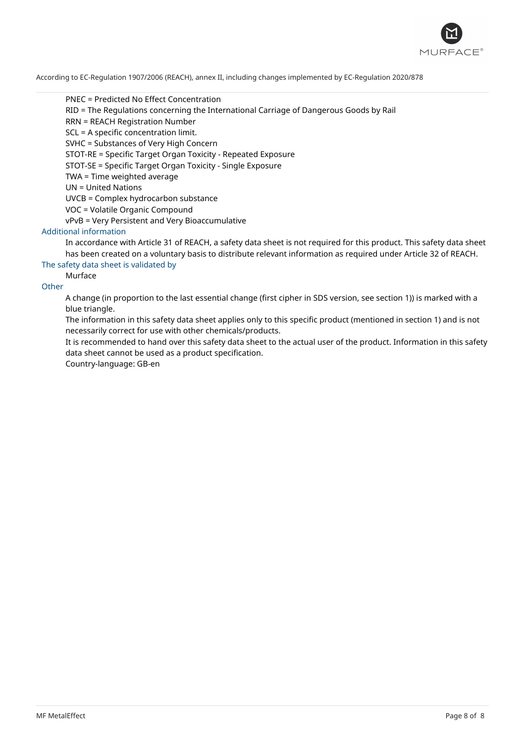PNEC = Predicted No Effect Concentration
RID = The Regulations concerning the International Carriage of Dangerous Goods by Rail
RRN = REACH Registration Number
SCL = A specific concentration limit.
SVHC = Substances of Very High Concern
STOT-RE = Specific Target Organ Toxicity - Repeated Exposure
STOT-SE = Specific Target Organ Toxicity - Single Exposure
TWA = Time weighted average
UN = United Nations
UVCB = Complex hydrocarbon substance
VOC = Volatile Organic Compound
vPvB = Very Persistent and Very Bioaccumulative

### Additional information

In accordance with Article 31 of REACH, a safety data sheet is not required for this product. This safety data sheet has been created on a voluntary basis to distribute relevant information as required under Article 32 of REACH.

### The safety data sheet is validated by

Murface

### Other

A change (in proportion to the last essential change (first cipher in SDS version, see section 1)) is marked with a blue triangle.
The information in this safety data sheet applies only to this specific product (mentioned in section 1) and is not necessarily correct for use with other chemicals/products.
It is recommended to hand over this safety data sheet to the actual user of the product. Information in this safety data sheet cannot be used as a product specification.
Country-language: GB-en